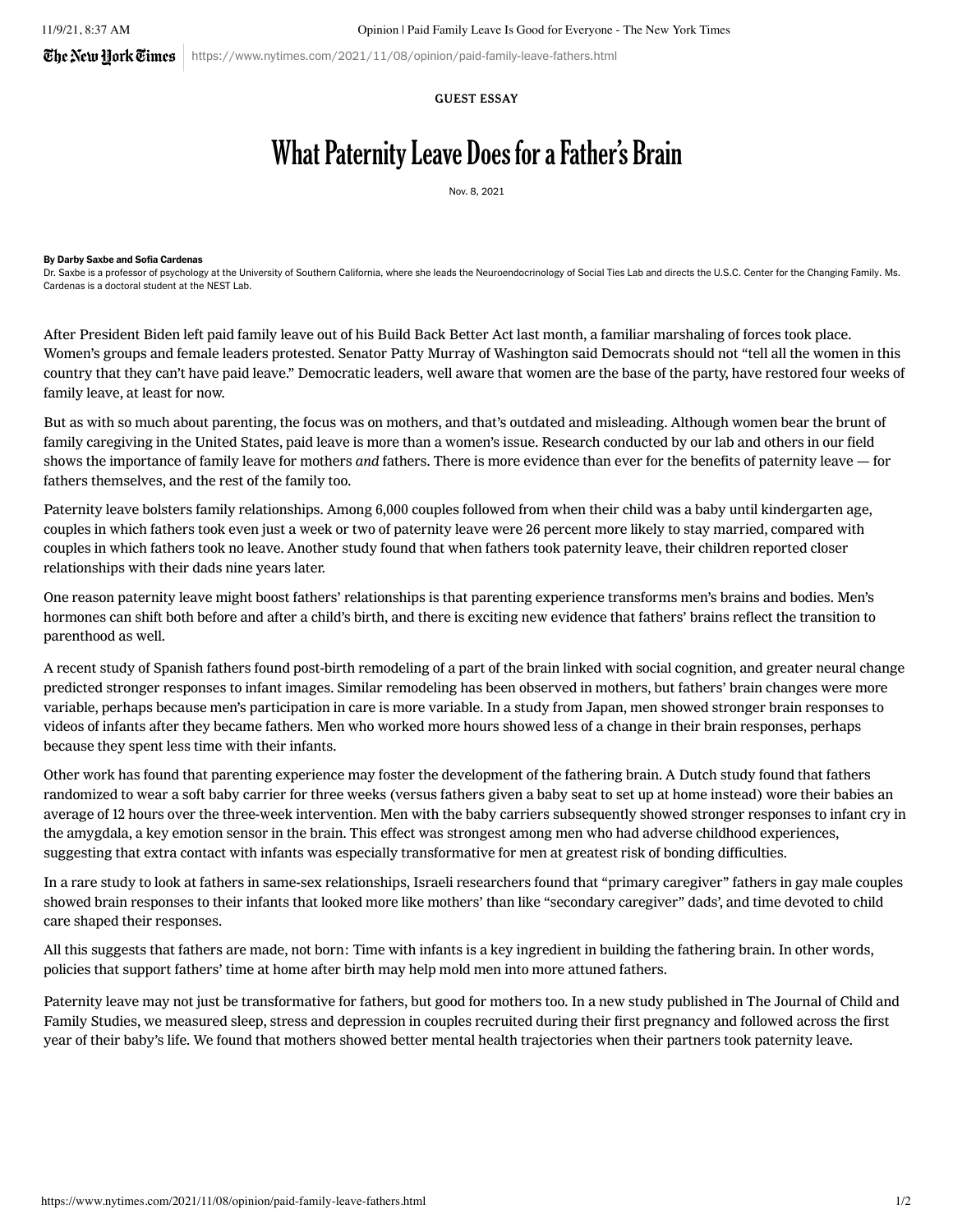GUEST ESSAY

# What Paternity Leave Does for a Father's Brain

Nov. 8, 2021

**By Darby Saxbe and Sofia Cardenas**

Dr. Saxbe is a professor of psychology at the University of Southern California, where she leads the Neuroendocrinology of Social Ties Lab and directs the U.S.C. Center for the Changing Family. Ms. Cardenas is a doctoral student at the NEST Lab.

After President Biden left paid family leave out of his Build Back Better Act last month, a familiar marshaling of forces took place. Women's groups and female leaders protested. Senator Patty Murray of Washington said Democrats should not "tell all the women in this country that they can't have paid leave." Democratic leaders, well aware that women are the base of the party, have restored four weeks of family leave, at least for now.

But as with so much about parenting, the focus was on mothers, and that's outdated and misleading. Although women bear the brunt of family caregiving in the United States, paid leave is more than a women's issue. Research conducted by our lab and others in our field shows the importance of family leave for mothers *and* fathers. There is more evidence than ever for the benefits of paternity leave — for fathers themselves, and the rest of the family too.

Paternity leave bolsters family relationships. Among 6,000 couples followed from when their child was a baby until kindergarten age, couples in which fathers took even just a week or two of paternity leave were 26 percent more likely to stay married, compared with couples in which fathers took no leave. Another study found that when fathers took paternity leave, their children reported closer relationships with their dads nine years later.

One reason paternity leave might boost fathers' relationships is that parenting experience transforms men's brains and bodies. Men's hormones can shift both before and after a child's birth, and there is exciting new evidence that fathers' brains reflect the transition to parenthood as well.

A recent study of Spanish fathers found post-birth remodeling of a part of the brain linked with social cognition, and greater neural change predicted stronger responses to infant images. Similar remodeling has been observed in mothers, but fathers' brain changes were more variable, perhaps because men's participation in care is more variable. In a study from Japan, men showed stronger brain responses to videos of infants after they became fathers. Men who worked more hours showed less of a change in their brain responses, perhaps because they spent less time with their infants.

Other work has found that parenting experience may foster the development of the fathering brain. A Dutch study found that fathers randomized to wear a soft baby carrier for three weeks (versus fathers given a baby seat to set up at home instead) wore their babies an average of 12 hours over the three-week intervention. Men with the baby carriers subsequently showed stronger responses to infant cry in the amygdala, a key emotion sensor in the brain. This effect was strongest among men who had adverse childhood experiences, suggesting that extra contact with infants was especially transformative for men at greatest risk of bonding difficulties.

In a rare study to look at fathers in same-sex relationships, Israeli researchers found that "primary caregiver" fathers in gay male couples showed brain responses to their infants that looked more like mothers' than like "secondary caregiver" dads', and time devoted to child care shaped their responses.

All this suggests that fathers are made, not born: Time with infants is a key ingredient in building the fathering brain. In other words, policies that support fathers' time at home after birth may help mold men into more attuned fathers.

Paternity leave may not just be transformative for fathers, but good for mothers too. In a new study published in The Journal of Child and Family Studies, we measured sleep, stress and depression in couples recruited during their first pregnancy and followed across the first year of their baby's life. We found that mothers showed better mental health trajectories when their partners took paternity leave.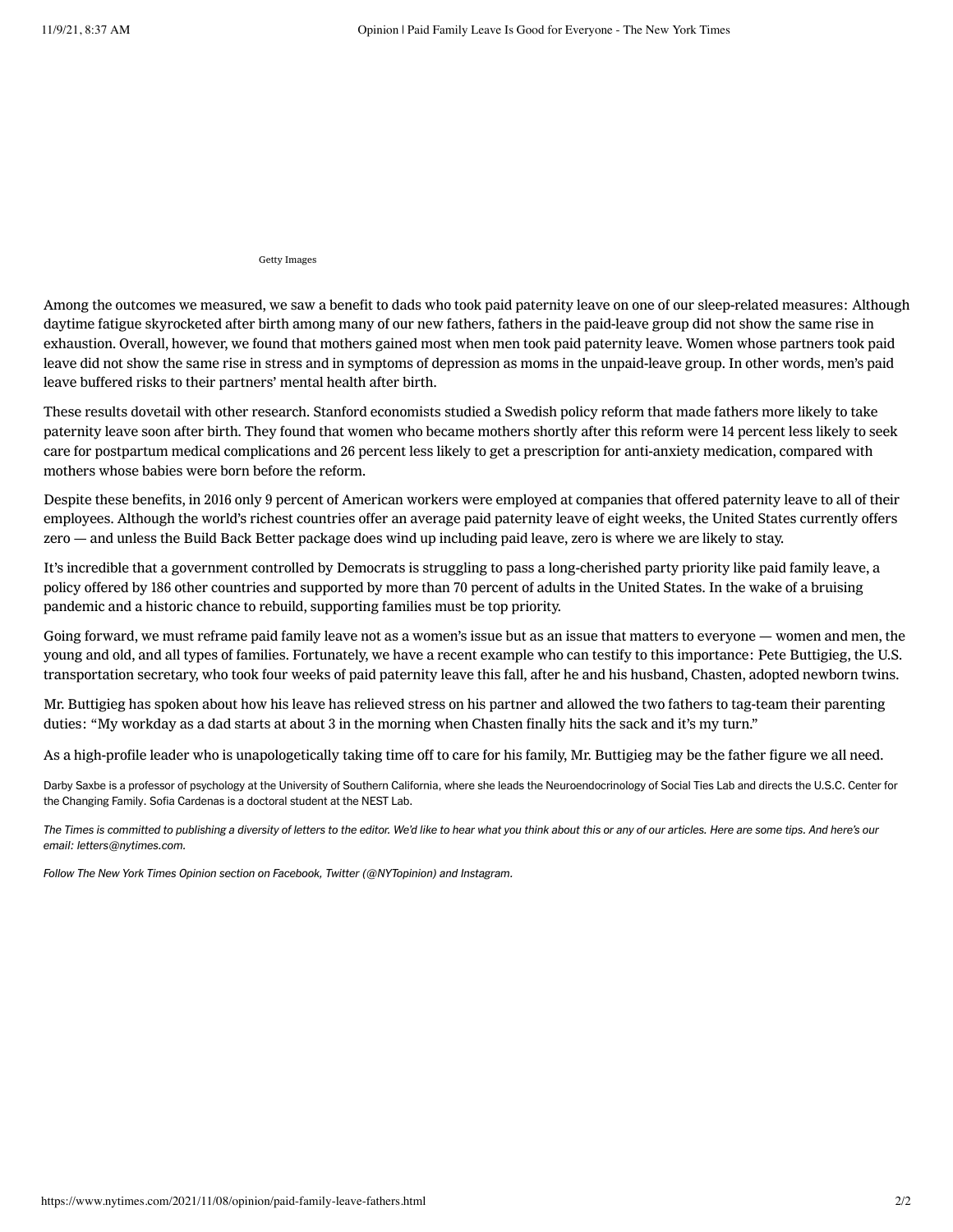Getty Images

Among the outcomes we measured, we saw a benefit to dads who took paid paternity leave on one of our sleep-related measures: Although daytime fatigue skyrocketed after birth among many of our new fathers, fathers in the paid-leave group did not show the same rise in exhaustion. Overall, however, we found that mothers gained most when men took paid paternity leave. Women whose partners took paid leave did not show the same rise in stress and in symptoms of depression as moms in the unpaid-leave group. In other words, men's paid leave buffered risks to their partners' mental health after birth.

These results dovetail with other research. Stanford economists studied a Swedish policy reform that made fathers more likely to take paternity leave soon after birth. They found that women who became mothers shortly after this reform were 14 percent less likely to seek care for postpartum medical complications and 26 percent less likely to get a prescription for anti-anxiety medication, compared with mothers whose babies were born before the reform.

Despite these benefits, in 2016 only 9 percent of American workers were employed at companies that offered paternity leave to all of their employees. Although the world's richest countries offer an average paid paternity leave of eight weeks, the United States currently offers zero — and unless the Build Back Better package does wind up including paid leave, zero is where we are likely to stay.

It's incredible that a government controlled by Democrats is struggling to pass a long-cherished party priority like paid family leave, a policy offered by 186 other countries and supported by more than 70 percent of adults in the United States. In the wake of a bruising pandemic and a historic chance to rebuild, supporting families must be top priority.

Going forward, we must reframe paid family leave not as a women's issue but as an issue that matters to everyone — women and men, the young and old, and all types of families. Fortunately, we have a recent example who can testify to this importance: Pete Buttigieg, the U.S. transportation secretary, who took four weeks of paid paternity leave this fall, after he and his husband, Chasten, adopted newborn twins.

Mr. Buttigieg has spoken about how his leave has relieved stress on his partner and allowed the two fathers to tag-team their parenting duties: "My workday as a dad starts at about 3 in the morning when Chasten finally hits the sack and it's my turn."

As a high-profile leader who is unapologetically taking time off to care for his family, Mr. Buttigieg may be the father figure we all need.

Darby Saxbe is a professor of psychology at the University of Southern California, where she leads the Neuroendocrinology of Social Ties Lab and directs the U.S.C. Center for the Changing Family. Sofia Cardenas is a doctoral student at the NEST Lab.

*The Times is committed to publishing a diversity of letters to the editor. We'd like to hear what you think about this or any of our articles. Here are some tips. And here's our email: letters@nytimes.com.*

*Follow The New York Times Opinion section on Facebook, Twitter (@NYTopinion) and Instagram.*